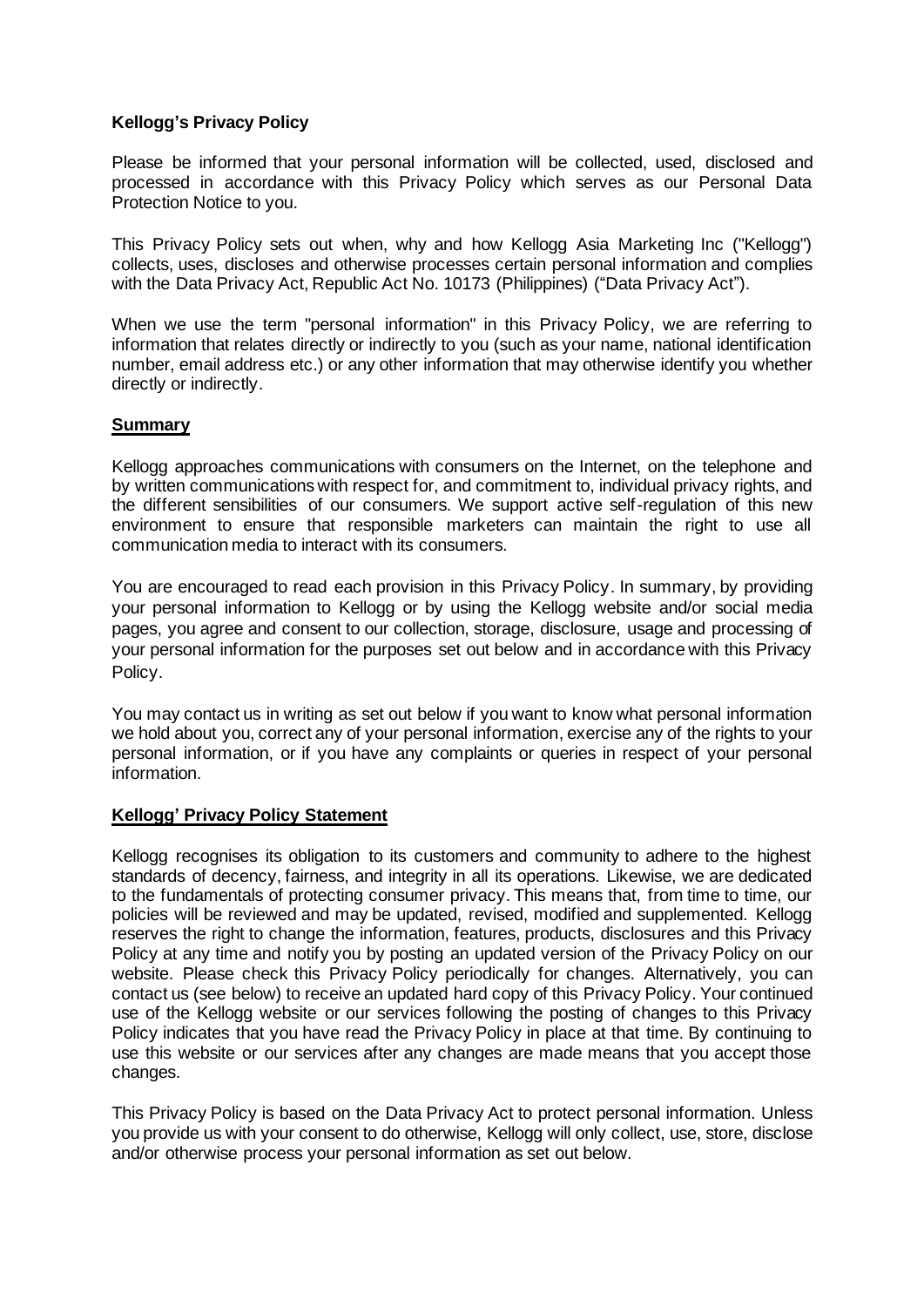**Kellogg's Privacy Policy**

Please be informed that your personal information will be collected, used, disclosed and processed in accordance with this Privacy Policy which serves as our Personal Data Protection Notice to you.

This Privacy Policy sets out when, why and how Kellogg Asia Marketing Inc ("Kellogg") collects, uses, discloses and otherwise processes certain personal information and complies with the Data Privacy Act, Republic Act No. 10173 (Philippines) ("Data Privacy Act").

When we use the term "personal information" in this Privacy Policy, we are referring to information that relates directly or indirectly to you (such as your name, national identification number, email address etc.) or any other information that may otherwise identify you whether directly or indirectly.

## Summary

Kellogg approaches communications with consumers on the Internet, on the telephone and by written communications with respect for, and commitment to, individual privacy rights, and the different sensibilities of our consumers. We support active self-regulation of this new environment to ensure that responsible marketers can maintain the right to use all communication media to interact with its consumers.

You are encouraged to read each provision in this Privacy Policy. In summary, by providing your personal information to Kellogg or by using the Kellogg website and/or social media pages, you agree and consent to our collection, storage, disclosure, usage and processing of your personal information for the purposes set out below and in accordance with this Privacy Policy.

You may contact us in writing as set out below if you want to know what personal information we hold about you, correct any of your personal information, exercise any of the rights to your personal information, or if you have any complaints or queries in respect of your personal information.

## Kellogg' Privacy Policy Statement

Kellogg recognises its obligation to its customers and community to adhere to the highest standards of decency, fairness, and integrity in all its operations. Likewise, we are dedicated to the fundamentals of protecting consumer privacy. This means that, from time to time, our policies will be reviewed and may be updated, revised, modified and supplemented. Kellogg reserves the right to change the information, features, products, disclosures and this Privacy Policy at any time and notify you by posting an updated version of the Privacy Policy on our website. Please check this Privacy Policy periodically for changes. Alternatively, you can contact us (see below) to receive an updated hard copy of this Privacy Policy. Your continued use of the Kellogg website or our services following the posting of changes to this Privacy Policy indicates that you have read the Privacy Policy in place at that time. By continuing to use this website or our services after any changes are made means that you accept those changes.

This Privacy Policy is based on the Data Privacy Act to protect personal information. Unless you provide us with your consent to do otherwise, Kellogg will only collect, use, store, disclose and/or otherwise process your personal information as set out below.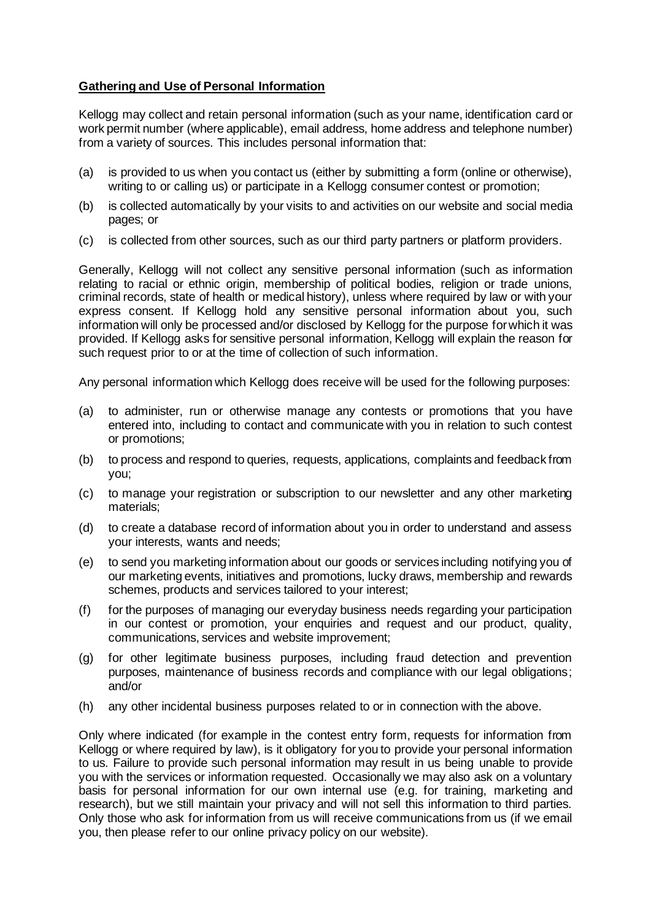## **Gathering and Use of Personal Information**

Kellogg may collect and retain personal information (such as your name, identification card or work permit number (where applicable), email address, home address and telephone number) from a variety of sources. This includes personal information that:

(a) is provided to us when you contact us (either by submitting a form (online or otherwise), writing to or calling us) or participate in a Kellogg consumer contest or promotion;

(b) is collected automatically by your visits to and activities on our website and social media pages; or

(c) is collected from other sources, such as our third party partners or platform providers.

Generally, Kellogg will not collect any sensitive personal information (such as information relating to racial or ethnic origin, membership of political bodies, religion or trade unions, criminal records, state of health or medical history), unless where required by law or with your express consent. If Kellogg hold any sensitive personal information about you, such information will only be processed and/or disclosed by Kellogg for the purpose for which it was provided. If Kellogg asks for sensitive personal information, Kellogg will explain the reason for such request prior to or at the time of collection of such information.

Any personal information which Kellogg does receive will be used for the following purposes:

(a) to administer, run or otherwise manage any contests or promotions that you have entered into, including to contact and communicate with you in relation to such contest or promotions;

(b) to process and respond to queries, requests, applications, complaints and feedback from you;

(c) to manage your registration or subscription to our newsletter and any other marketing materials;

(d) to create a database record of information about you in order to understand and assess your interests, wants and needs;

(e) to send you marketing information about our goods or services including notifying you of our marketing events, initiatives and promotions, lucky draws, membership and rewards schemes, products and services tailored to your interest;

(f) for the purposes of managing our everyday business needs regarding your participation in our contest or promotion, your enquiries and request and our product, quality, communications, services and website improvement;

(g) for other legitimate business purposes, including fraud detection and prevention purposes, maintenance of business records and compliance with our legal obligations; and/or

(h) any other incidental business purposes related to or in connection with the above.

Only where indicated (for example in the contest entry form, requests for information from Kellogg or where required by law), is it obligatory for you to provide your personal information to us. Failure to provide such personal information may result in us being unable to provide you with the services or information requested. Occasionally we may also ask on a voluntary basis for personal information for our own internal use (e.g. for training, marketing and research), but we still maintain your privacy and will not sell this information to third parties. Only those who ask for information from us will receive communications from us (if we email you, then please refer to our online privacy policy on our website).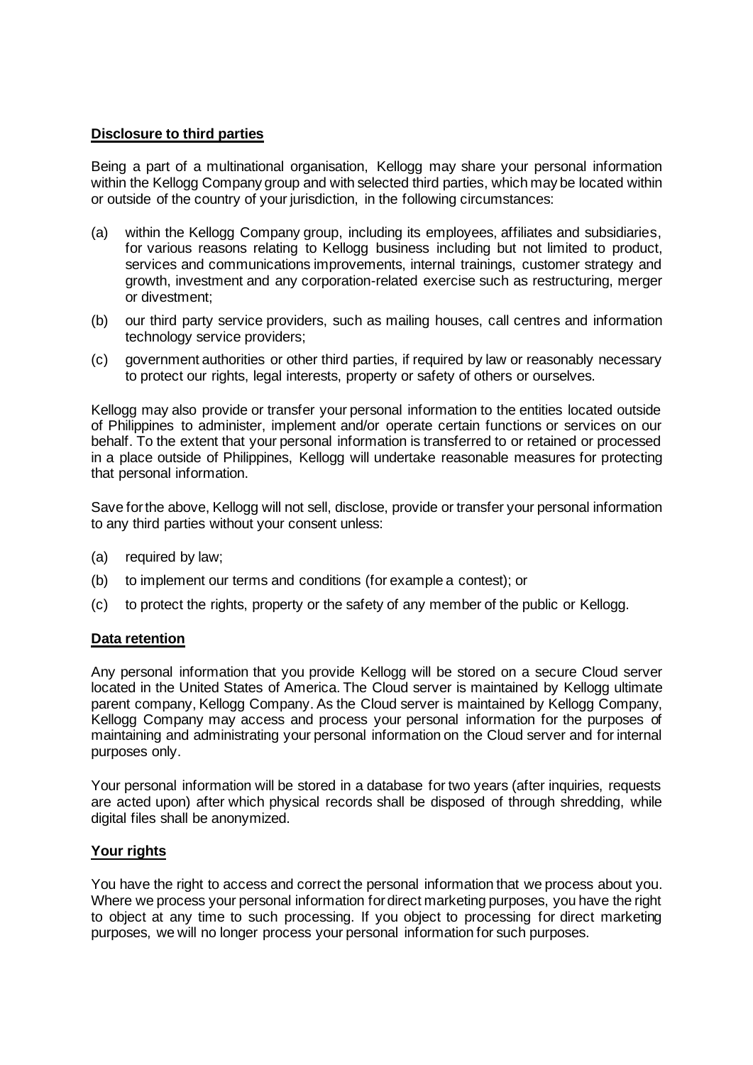**Disclosure to third parties**

Being a part of a multinational organisation, Kellogg may share your personal information within the Kellogg Company group and with selected third parties, which may be located within or outside of the country of your jurisdiction, in the following circumstances:

(a) within the Kellogg Company group, including its employees, affiliates and subsidiaries, for various reasons relating to Kellogg business including but not limited to product, services and communications improvements, internal trainings, customer strategy and growth, investment and any corporation-related exercise such as restructuring, merger or divestment;

(b) our third party service providers, such as mailing houses, call centres and information technology service providers;

(c) government authorities or other third parties, if required by law or reasonably necessary to protect our rights, legal interests, property or safety of others or ourselves.

Kellogg may also provide or transfer your personal information to the entities located outside of Philippines to administer, implement and/or operate certain functions or services on our behalf. To the extent that your personal information is transferred to or retained or processed in a place outside of Philippines, Kellogg will undertake reasonable measures for protecting that personal information.

Save for the above, Kellogg will not sell, disclose, provide or transfer your personal information to any third parties without your consent unless:

(a) required by law;

(b) to implement our terms and conditions (for example a contest); or

(c) to protect the rights, property or the safety of any member of the public or Kellogg.

**Data retention**

Any personal information that you provide Kellogg will be stored on a secure Cloud server located in the United States of America. The Cloud server is maintained by Kellogg ultimate parent company, Kellogg Company. As the Cloud server is maintained by Kellogg Company, Kellogg Company may access and process your personal information for the purposes of maintaining and administrating your personal information on the Cloud server and for internal purposes only.

Your personal information will be stored in a database for two years (after inquiries, requests are acted upon) after which physical records shall be disposed of through shredding, while digital files shall be anonymized.

**Your rights**

You have the right to access and correct the personal information that we process about you. Where we process your personal information for direct marketing purposes, you have the right to object at any time to such processing. If you object to processing for direct marketing purposes, we will no longer process your personal information for such purposes.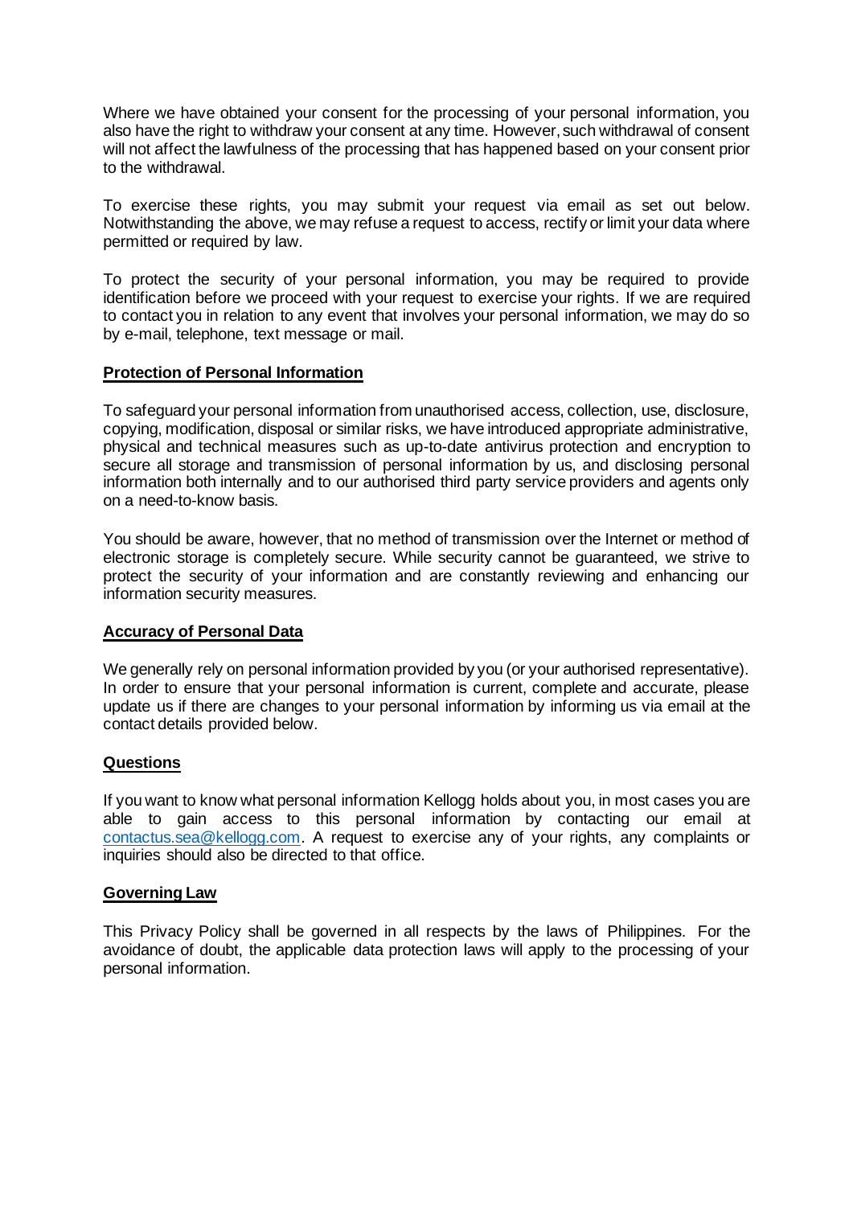Where we have obtained your consent for the processing of your personal information, you also have the right to withdraw your consent at any time. However, such withdrawal of consent will not affect the lawfulness of the processing that has happened based on your consent prior to the withdrawal.

To exercise these rights, you may submit your request via email as set out below. Notwithstanding the above, we may refuse a request to access, rectify or limit your data where permitted or required by law.

To protect the security of your personal information, you may be required to provide identification before we proceed with your request to exercise your rights. If we are required to contact you in relation to any event that involves your personal information, we may do so by e-mail, telephone, text message or mail.

## Protection of Personal Information

To safeguard your personal information from unauthorised access, collection, use, disclosure, copying, modification, disposal or similar risks, we have introduced appropriate administrative, physical and technical measures such as up-to-date antivirus protection and encryption to secure all storage and transmission of personal information by us, and disclosing personal information both internally and to our authorised third party service providers and agents only on a need-to-know basis.

You should be aware, however, that no method of transmission over the Internet or method of electronic storage is completely secure. While security cannot be guaranteed, we strive to protect the security of your information and are constantly reviewing and enhancing our information security measures.

## Accuracy of Personal Data

We generally rely on personal information provided by you (or your authorised representative). In order to ensure that your personal information is current, complete and accurate, please update us if there are changes to your personal information by informing us via email at the contact details provided below.

## Questions

If you want to know what personal information Kellogg holds about you, in most cases you are able to gain access to this personal information by contacting our email at [contactus.sea@kellogg.com](mailto:contactus.sea@kellogg.com). A request to exercise any of your rights, any complaints or inquiries should also be directed to that office.

## Governing Law

This Privacy Policy shall be governed in all respects by the laws of Philippines. For the avoidance of doubt, the applicable data protection laws will apply to the processing of your personal information.